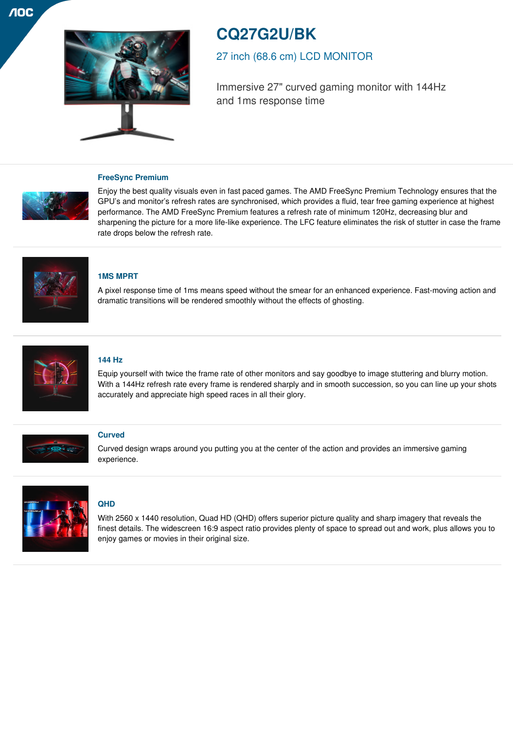# CQ27G2U/BK

## 27 inch (68.6 cm) LCD MONITOR

Immersive 27" curved gaming monitor with 144Hz and 1ms response time

### FreeSync Premium

Enjoy the best quality visuals even in fast paced games. The AMD FreeSync Premium Technology ensures that the GPU's and monitor's refresh rates are synchronised, which provides a fluid, tear free gaming experience at highest performance. The AMD FreeSync Premium features a refresh rate of minimum 120Hz, decreasing blur and sharpening the picture for a more life-like experience. The LFC feature eliminates the risk of stutter in case the frame rate drops below the refresh rate.

### 1MS MPRT

A pixel response time of 1ms means speed without the smear for an enhanced experience. Fast-moving action and dramatic transitions will be rendered smoothly without the effects of ghosting.

### 144 Hz

Equip yourself with twice the frame rate of other monitors and say goodbye to image stuttering and blurry motion. With a 144Hz refresh rate every frame is rendered sharply and in smooth succession, so you can line up your shots accurately and appreciate high speed races in all their glory.

### Curved

Curved design wraps around you putting you at the center of the action and provides an immersive gaming experience.

### QHD

With 2560 x 1440 resolution, Quad HD (QHD) offers superior picture quality and sharp imagery that reveals the finest details. The widescreen 16:9 aspect ratio provides plenty of space to spread out and work, plus allows you to enjoy games or movies in their original size.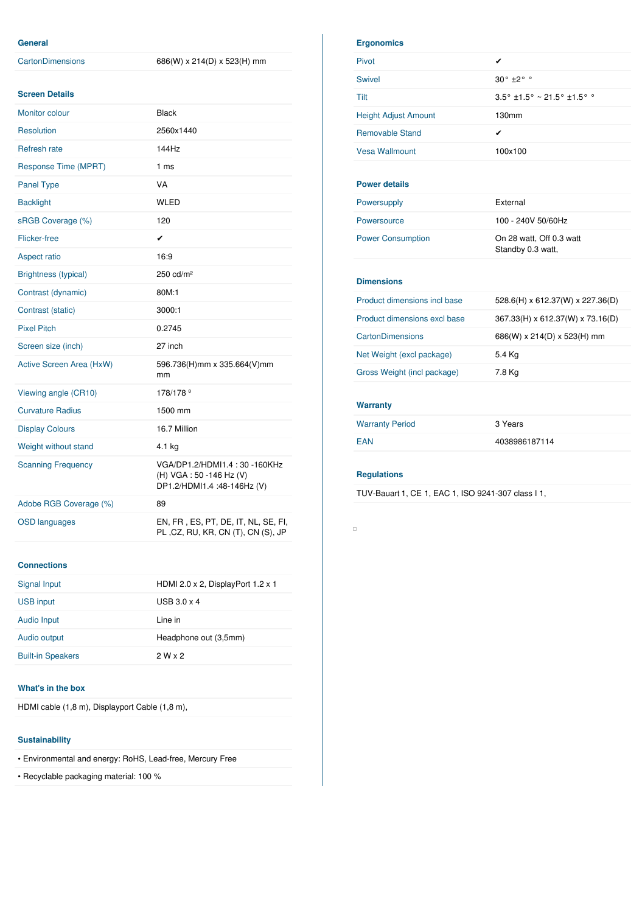## General

| | |
|---|---|
| CartonDimensions | 686(W) x 214(D) x 523(H) mm |

## Screen Details

| | |
|---|---|
| Monitor colour | Black |
| Resolution | 2560x1440 |
| Refresh rate | 144Hz |
| Response Time (MPRT) | 1 ms |
| Panel Type | VA |
| Backlight | WLED |
| sRGB Coverage (%) | 120 |
| Flicker-free | ✔ |
| Aspect ratio | 16:9 |
| Brightness (typical) | 250 cd/m² |
| Contrast (dynamic) | 80M:1 |
| Contrast (static) | 3000:1 |
| Pixel Pitch | 0.2745 |
| Screen size (inch) | 27 inch |
| Active Screen Area (HxW) | 596.736(H)mm x 335.664(V)mm mm |
| Viewing angle (CR10) | 178/178 º |
| Curvature Radius | 1500 mm |
| Display Colours | 16.7 Million |
| Weight without stand | 4.1 kg |
| Scanning Frequency | VGA/DP1.2/HDMI1.4 : 30 -160KHz (H) VGA : 50 -146 Hz (V) DP1.2/HDMI1.4 :48-146Hz (V) |
| Adobe RGB Coverage (%) | 89 |
| OSD languages | EN, FR , ES, PT, DE, IT, NL, SE, FI, PL ,CZ, RU, KR, CN (T), CN (S), JP |

## Connections

| | |
|---|---|
| Signal Input | HDMI 2.0 x 2, DisplayPort 1.2 x 1 |
| USB input | USB 3.0 x 4 |
| Audio Input | Line in |
| Audio output | Headphone out (3,5mm) |
| Built-in Speakers | 2 W x 2 |

## What's in the box

HDMI cable (1,8 m), Displayport Cable (1,8 m),

## Sustainability

- Environmental and energy: RoHS, Lead-free, Mercury Free
- Recyclable packaging material: 100 %

## Ergonomics

| | |
|---|---|
| Pivot | ✔ |
| Swivel | 30° ±2° ° |
| Tilt | 3.5° ±1.5° ~ 21.5° ±1.5° ° |
| Height Adjust Amount | 130mm |
| Removable Stand | ✔ |
| Vesa Wallmount | 100x100 |

## Power details

| | |
|---|---|
| Powersupply | External |
| Powersource | 100 - 240V 50/60Hz |
| Power Consumption | On 28 watt, Off 0.3 watt Standby 0.3 watt, |

## Dimensions

| | |
|---|---|
| Product dimensions incl base | 528.6(H) x 612.37(W) x 227.36(D) |
| Product dimensions excl base | 367.33(H) x 612.37(W) x 73.16(D) |
| CartonDimensions | 686(W) x 214(D) x 523(H) mm |
| Net Weight (excl package) | 5.4 Kg |
| Gross Weight (incl package) | 7.8 Kg |

## Warranty

| | |
|---|---|
| Warranty Period | 3 Years |
| EAN | 4038986187114 |

## Regulations

TUV-Bauart 1, CE 1, EAC 1, ISO 9241-307 class I 1,